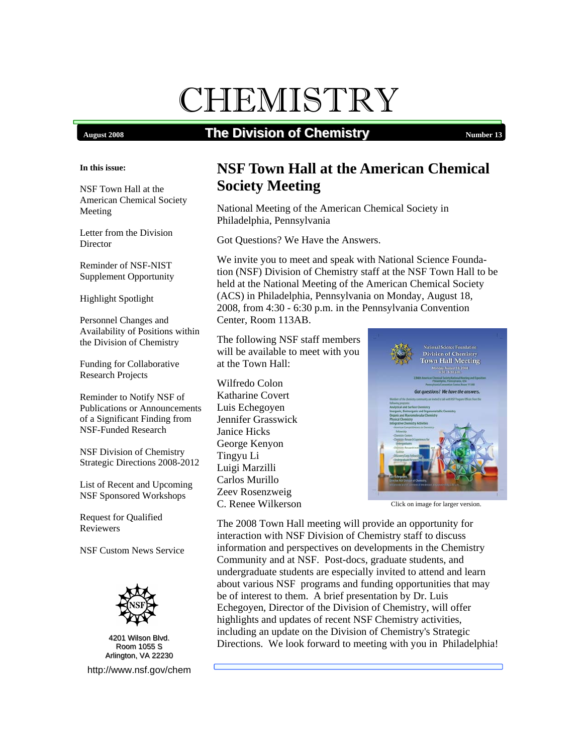# CHEMISTRY

**August 2008** | **The Division of Chemistry** | **Number 13**

**In this issue:**

- NSF Town Hall at the American Chemical Society Meeting
- Letter from the Division Director
- Reminder of NSF-NIST Supplement Opportunity
- Highlight Spotlight
- Personnel Changes and Availability of Positions within the Division of Chemistry
- Funding for Collaborative Research Projects
- Reminder to Notify NSF of Publications or Announcements of a Significant Finding from NSF-Funded Research
- NSF Division of Chemistry Strategic Directions 2008-2012
- List of Recent and Upcoming NSF Sponsored Workshops
- Request for Qualified Reviewers
- NSF Custom News Service

4201 Wilson Blvd.
Room 1055 S
Arlington, VA 22230

http://www.nsf.gov/chem

## NSF Town Hall at the American Chemical Society Meeting

National Meeting of the American Chemical Society in Philadelphia, Pennsylvania

Got Questions? We Have the Answers.

We invite you to meet and speak with National Science Foundation (NSF) Division of Chemistry staff at the NSF Town Hall to be held at the National Meeting of the American Chemical Society (ACS) in Philadelphia, Pennsylvania on Monday, August 18, 2008, from 4:30 - 6:30 p.m. in the Pennsylvania Convention Center, Room 113AB.

The following NSF staff members will be available to meet with you at the Town Hall:

Wilfredo Colon
Katharine Covert
Luis Echegoyen
Jennifer Grasswick
Janice Hicks
George Kenyon
Tingyu Li
Luigi Marzilli
Carlos Murillo
Zeev Rosenzweig
C. Renee Wilkerson

Click on image for larger version.

The 2008 Town Hall meeting will provide an opportunity for interaction with NSF Division of Chemistry staff to discuss information and perspectives on developments in the Chemistry Community and at NSF. Post-docs, graduate students, and undergraduate students are especially invited to attend and learn about various NSF programs and funding opportunities that may be of interest to them. A brief presentation by Dr. Luis Echegoyen, Director of the Division of Chemistry, will offer highlights and updates of recent NSF Chemistry activities, including an update on the Division of Chemistry's Strategic Directions. We look forward to meeting with you in Philadelphia!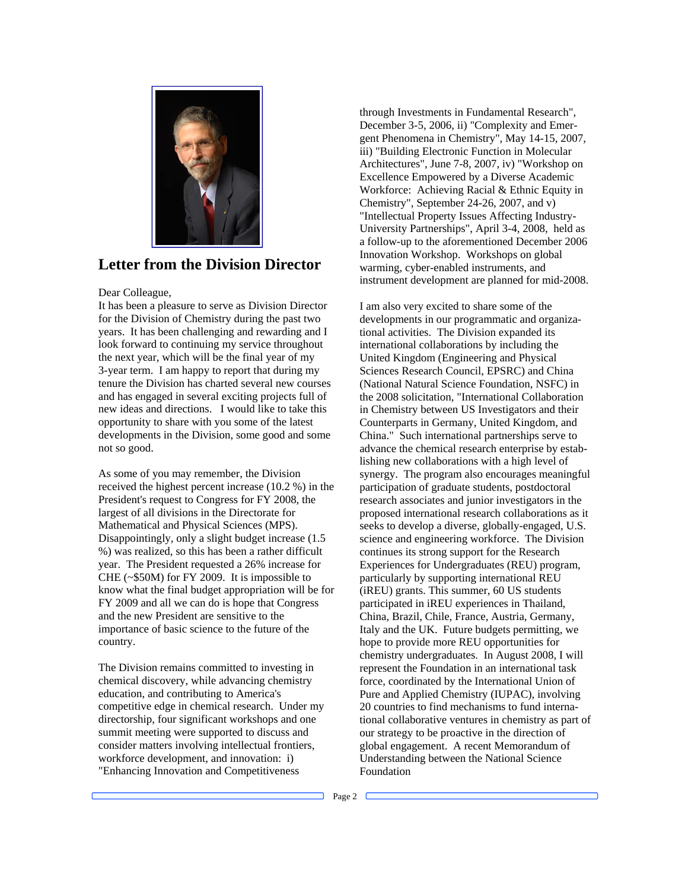## Letter from the Division Director

Dear Colleague,

It has been a pleasure to serve as Division Director for the Division of Chemistry during the past two years. It has been challenging and rewarding and I look forward to continuing my service throughout the next year, which will be the final year of my 3-year term. I am happy to report that during my tenure the Division has charted several new courses and has engaged in several exciting projects full of new ideas and directions. I would like to take this opportunity to share with you some of the latest developments in the Division, some good and some not so good.

As some of you may remember, the Division received the highest percent increase (10.2 %) in the President's request to Congress for FY 2008, the largest of all divisions in the Directorate for Mathematical and Physical Sciences (MPS). Disappointingly, only a slight budget increase (1.5 %) was realized, so this has been a rather difficult year. The President requested a 26% increase for CHE (~$50M) for FY 2009. It is impossible to know what the final budget appropriation will be for FY 2009 and all we can do is hope that Congress and the new President are sensitive to the importance of basic science to the future of the country.

The Division remains committed to investing in chemical discovery, while advancing chemistry education, and contributing to America's competitive edge in chemical research. Under my directorship, four significant workshops and one summit meeting were supported to discuss and consider matters involving intellectual frontiers, workforce development, and innovation: i) "Enhancing Innovation and Competitiveness through Investments in Fundamental Research", December 3-5, 2006, ii) "Complexity and Emergent Phenomena in Chemistry", May 14-15, 2007, iii) "Building Electronic Function in Molecular Architectures", June 7-8, 2007, iv) "Workshop on Excellence Empowered by a Diverse Academic Workforce: Achieving Racial & Ethnic Equity in Chemistry", September 24-26, 2007, and v) "Intellectual Property Issues Affecting Industry-University Partnerships", April 3-4, 2008, held as a follow-up to the aforementioned December 2006 Innovation Workshop. Workshops on global warming, cyber-enabled instruments, and instrument development are planned for mid-2008.

I am also very excited to share some of the developments in our programmatic and organizational activities. The Division expanded its international collaborations by including the United Kingdom (Engineering and Physical Sciences Research Council, EPSRC) and China (National Natural Science Foundation, NSFC) in the 2008 solicitation, "International Collaboration in Chemistry between US Investigators and their Counterparts in Germany, United Kingdom, and China." Such international partnerships serve to advance the chemical research enterprise by establishing new collaborations with a high level of synergy. The program also encourages meaningful participation of graduate students, postdoctoral research associates and junior investigators in the proposed international research collaborations as it seeks to develop a diverse, globally-engaged, U.S. science and engineering workforce. The Division continues its strong support for the Research Experiences for Undergraduates (REU) program, particularly by supporting international REU (iREU) grants. This summer, 60 US students participated in iREU experiences in Thailand, China, Brazil, Chile, France, Austria, Germany, Italy and the UK. Future budgets permitting, we hope to provide more REU opportunities for chemistry undergraduates. In August 2008, I will represent the Foundation in an international task force, coordinated by the International Union of Pure and Applied Chemistry (IUPAC), involving 20 countries to find mechanisms to fund international collaborative ventures in chemistry as part of our strategy to be proactive in the direction of global engagement. A recent Memorandum of Understanding between the National Science Foundation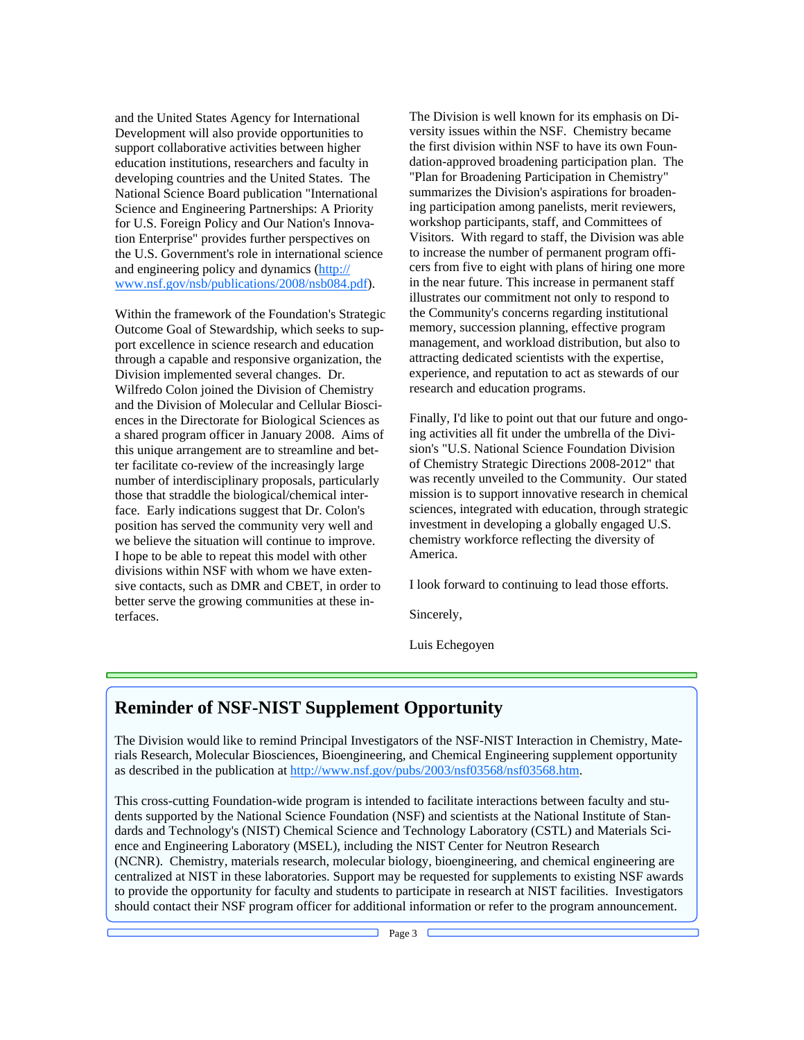and the United States Agency for International Development will also provide opportunities to support collaborative activities between higher education institutions, researchers and faculty in developing countries and the United States. The National Science Board publication "International Science and Engineering Partnerships: A Priority for U.S. Foreign Policy and Our Nation's Innovation Enterprise" provides further perspectives on the U.S. Government's role in international science and engineering policy and dynamics (http://www.nsf.gov/nsb/publications/2008/nsb084.pdf).

Within the framework of the Foundation's Strategic Outcome Goal of Stewardship, which seeks to support excellence in science research and education through a capable and responsive organization, the Division implemented several changes. Dr. Wilfredo Colon joined the Division of Chemistry and the Division of Molecular and Cellular Biosciences in the Directorate for Biological Sciences as a shared program officer in January 2008. Aims of this unique arrangement are to streamline and better facilitate co-review of the increasingly large number of interdisciplinary proposals, particularly those that straddle the biological/chemical interface. Early indications suggest that Dr. Colon's position has served the community very well and we believe the situation will continue to improve. I hope to be able to repeat this model with other divisions within NSF with whom we have extensive contacts, such as DMR and CBET, in order to better serve the growing communities at these interfaces.

The Division is well known for its emphasis on Diversity issues within the NSF. Chemistry became the first division within NSF to have its own Foundation-approved broadening participation plan. The "Plan for Broadening Participation in Chemistry" summarizes the Division's aspirations for broadening participation among panelists, merit reviewers, workshop participants, staff, and Committees of Visitors. With regard to staff, the Division was able to increase the number of permanent program officers from five to eight with plans of hiring one more in the near future. This increase in permanent staff illustrates our commitment not only to respond to the Community's concerns regarding institutional memory, succession planning, effective program management, and workload distribution, but also to attracting dedicated scientists with the expertise, experience, and reputation to act as stewards of our research and education programs.

Finally, I'd like to point out that our future and ongoing activities all fit under the umbrella of the Division's "U.S. National Science Foundation Division of Chemistry Strategic Directions 2008-2012" that was recently unveiled to the Community. Our stated mission is to support innovative research in chemical sciences, integrated with education, through strategic investment in developing a globally engaged U.S. chemistry workforce reflecting the diversity of America.

I look forward to continuing to lead those efforts.

Sincerely,

Luis Echegoyen

## Reminder of NSF-NIST Supplement Opportunity

The Division would like to remind Principal Investigators of the NSF-NIST Interaction in Chemistry, Materials Research, Molecular Biosciences, Bioengineering, and Chemical Engineering supplement opportunity as described in the publication at http://www.nsf.gov/pubs/2003/nsf03568/nsf03568.htm.

This cross-cutting Foundation-wide program is intended to facilitate interactions between faculty and students supported by the National Science Foundation (NSF) and scientists at the National Institute of Standards and Technology's (NIST) Chemical Science and Technology Laboratory (CSTL) and Materials Science and Engineering Laboratory (MSEL), including the NIST Center for Neutron Research (NCNR). Chemistry, materials research, molecular biology, bioengineering, and chemical engineering are centralized at NIST in these laboratories. Support may be requested for supplements to existing NSF awards to provide the opportunity for faculty and students to participate in research at NIST facilities. Investigators should contact their NSF program officer for additional information or refer to the program announcement.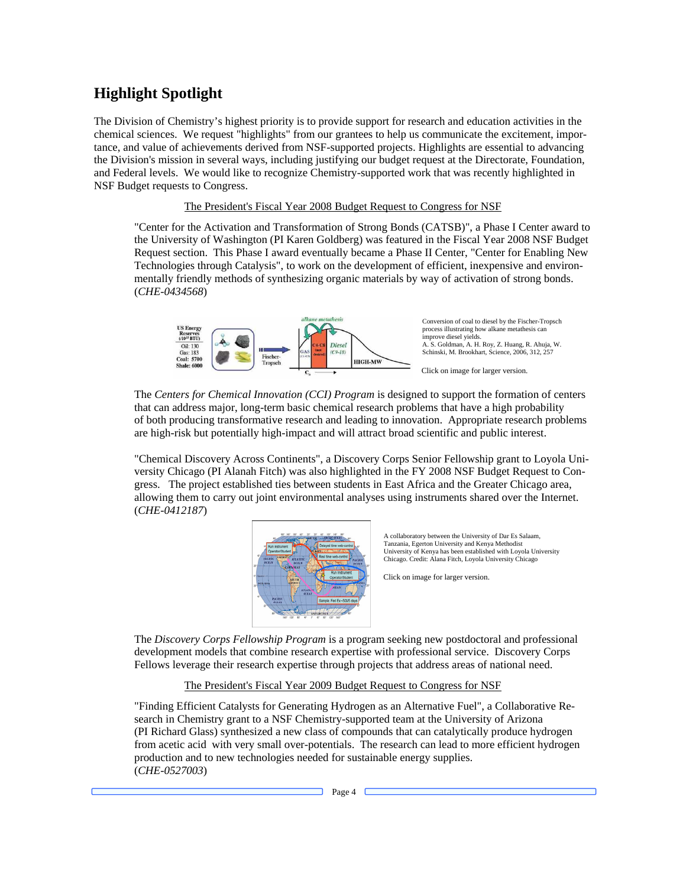## Highlight Spotlight

The Division of Chemistry's highest priority is to provide support for research and education activities in the chemical sciences. We request "highlights" from our grantees to help us communicate the excitement, importance, and value of achievements derived from NSF-supported projects. Highlights are essential to advancing the Division's mission in several ways, including justifying our budget request at the Directorate, Foundation, and Federal levels. We would like to recognize Chemistry-supported work that was recently highlighted in NSF Budget requests to Congress.

The President's Fiscal Year 2008 Budget Request to Congress for NSF

"Center for the Activation and Transformation of Strong Bonds (CATSB)", a Phase I Center award to the University of Washington (PI Karen Goldberg) was featured in the Fiscal Year 2008 NSF Budget Request section. This Phase I award eventually became a Phase II Center, "Center for Enabling New Technologies through Catalysis", to work on the development of efficient, inexpensive and environmentally friendly methods of synthesizing organic materials by way of activation of strong bonds. (*CHE-0434568*)

Conversion of coal to diesel by the Fischer-Tropsch process illustrating how alkane metathesis can improve diesel yields.
A. S. Goldman, A. H. Roy, Z. Huang, R. Ahuja, W. Schinski, M. Brookhart, Science, 2006, 312, 257

Click on image for larger version.

The *Centers for Chemical Innovation (CCI) Program* is designed to support the formation of centers that can address major, long-term basic chemical research problems that have a high probability of both producing transformative research and leading to innovation. Appropriate research problems are high-risk but potentially high-impact and will attract broad scientific and public interest.

"Chemical Discovery Across Continents", a Discovery Corps Senior Fellowship grant to Loyola University Chicago (PI Alanah Fitch) was also highlighted in the FY 2008 NSF Budget Request to Congress. The project established ties between students in East Africa and the Greater Chicago area, allowing them to carry out joint environmental analyses using instruments shared over the Internet. (*CHE-0412187*)

A collaboratory between the University of Dar Es Salaam, Tanzania, Egerton University and Kenya Methodist University of Kenya has been established with Loyola University Chicago. Credit: Alana Fitch, Loyola University Chicago

Click on image for larger version.

The *Discovery Corps Fellowship Program* is a program seeking new postdoctoral and professional development models that combine research expertise with professional service. Discovery Corps Fellows leverage their research expertise through projects that address areas of national need.

The President's Fiscal Year 2009 Budget Request to Congress for NSF

"Finding Efficient Catalysts for Generating Hydrogen as an Alternative Fuel", a Collaborative Research in Chemistry grant to a NSF Chemistry-supported team at the University of Arizona (PI Richard Glass) synthesized a new class of compounds that can catalytically produce hydrogen from acetic acid with very small over-potentials. The research can lead to more efficient hydrogen production and to new technologies needed for sustainable energy supplies. (*CHE-0527003*)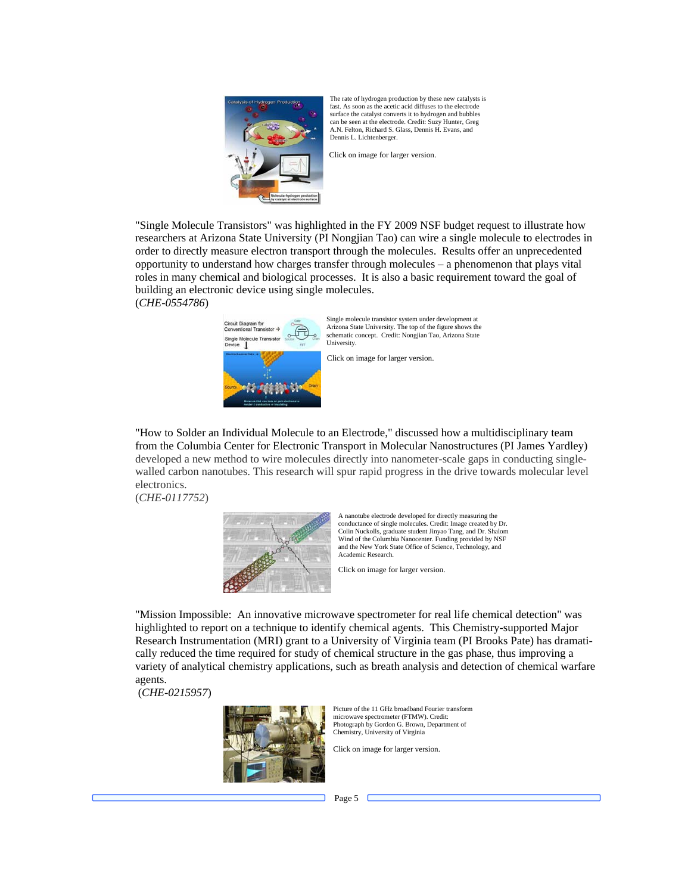The rate of hydrogen production by these new catalysts is fast. As soon as the acetic acid diffuses to the electrode surface the catalyst converts it to hydrogen and bubbles can be seen at the electrode. Credit: Suzy Hunter, Greg A.N. Felton, Richard S. Glass, Dennis H. Evans, and Dennis L. Lichtenberger.

Click on image for larger version.

"Single Molecule Transistors" was highlighted in the FY 2009 NSF budget request to illustrate how researchers at Arizona State University (PI Nongjian Tao) can wire a single molecule to electrodes in order to directly measure electron transport through the molecules. Results offer an unprecedented opportunity to understand how charges transfer through molecules – a phenomenon that plays vital roles in many chemical and biological processes. It is also a basic requirement toward the goal of building an electronic device using single molecules.
(*CHE-0554786*)

Single molecule transistor system under development at Arizona State University. The top of the figure shows the schematic concept. Credit: Nongjian Tao, Arizona State University.

Click on image for larger version.

"How to Solder an Individual Molecule to an Electrode," discussed how a multidisciplinary team from the Columbia Center for Electronic Transport in Molecular Nanostructures (PI James Yardley) developed a new method to wire molecules directly into nanometer-scale gaps in conducting single-walled carbon nanotubes. This research will spur rapid progress in the drive towards molecular level electronics.
(*CHE-0117752*)

A nanotube electrode developed for directly measuring the conductance of single molecules. Credit: Image created by Dr. Colin Nuckolls, graduate student Jinyao Tang, and Dr. Shalom Wind of the Columbia Nanocenter. Funding provided by NSF and the New York State Office of Science, Technology, and Academic Research.

Click on image for larger version.

"Mission Impossible: An innovative microwave spectrometer for real life chemical detection" was highlighted to report on a technique to identify chemical agents. This Chemistry-supported Major Research Instrumentation (MRI) grant to a University of Virginia team (PI Brooks Pate) has dramatically reduced the time required for study of chemical structure in the gas phase, thus improving a variety of analytical chemistry applications, such as breath analysis and detection of chemical warfare agents.
(*CHE-0215957*)

Picture of the 11 GHz broadband Fourier transform microwave spectrometer (FTMW). Credit: Photograph by Gordon G. Brown, Department of Chemistry, University of Virginia

Click on image for larger version.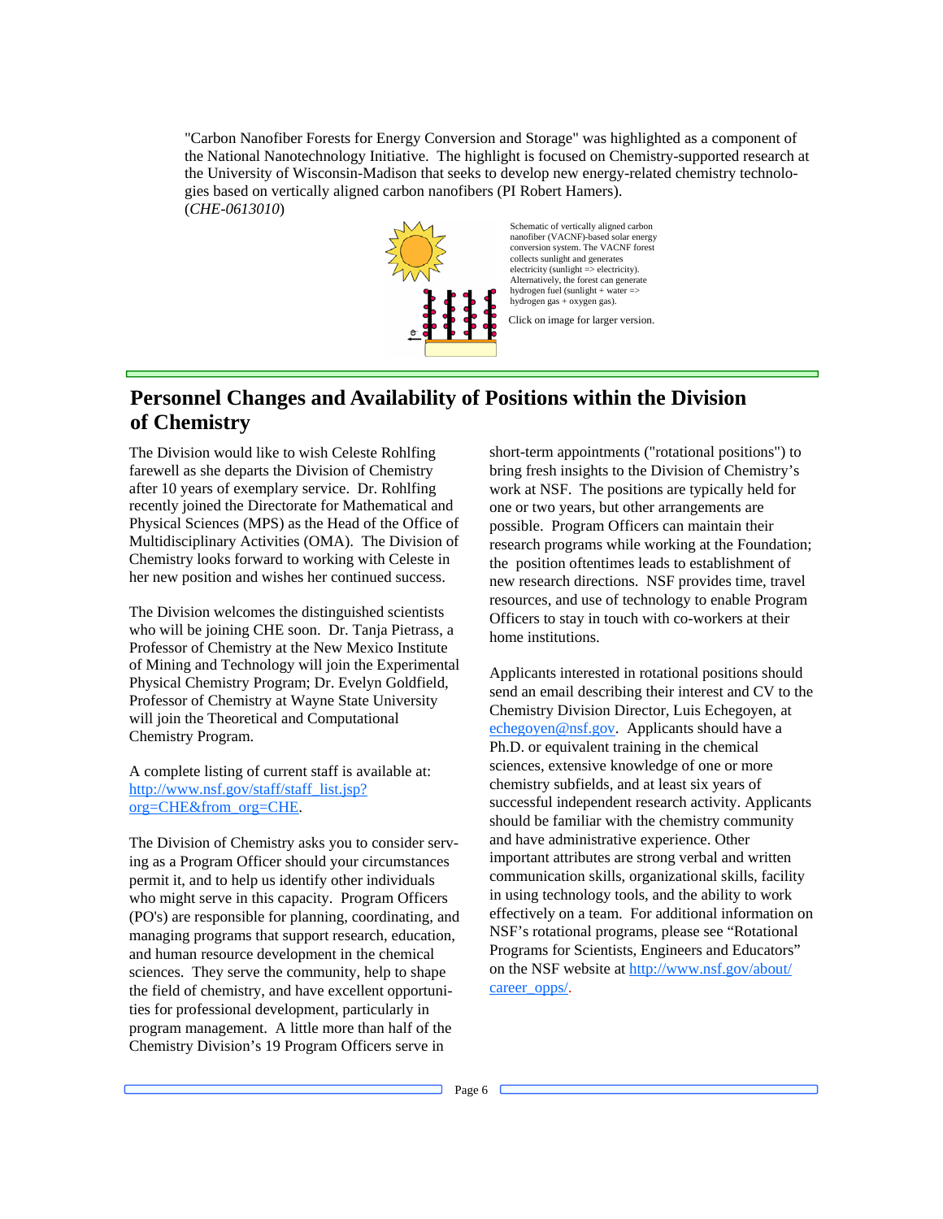"Carbon Nanofiber Forests for Energy Conversion and Storage" was highlighted as a component of the National Nanotechnology Initiative. The highlight is focused on Chemistry-supported research at the University of Wisconsin-Madison that seeks to develop new energy-related chemistry technologies based on vertically aligned carbon nanofibers (PI Robert Hamers). (*CHE-0613010*)

Schematic of vertically aligned carbon nanofiber (VACNF)-based solar energy conversion system. The VACNF forest collects sunlight and generates electricity (sunlight => electricity). Alternatively, the forest can generate hydrogen fuel (sunlight + water => hydrogen gas + oxygen gas).

Click on image for larger version.

## Personnel Changes and Availability of Positions within the Division of Chemistry

The Division would like to wish Celeste Rohlfing farewell as she departs the Division of Chemistry after 10 years of exemplary service. Dr. Rohlfing recently joined the Directorate for Mathematical and Physical Sciences (MPS) as the Head of the Office of Multidisciplinary Activities (OMA). The Division of Chemistry looks forward to working with Celeste in her new position and wishes her continued success.

The Division welcomes the distinguished scientists who will be joining CHE soon. Dr. Tanja Pietrass, a Professor of Chemistry at the New Mexico Institute of Mining and Technology will join the Experimental Physical Chemistry Program; Dr. Evelyn Goldfield, Professor of Chemistry at Wayne State University will join the Theoretical and Computational Chemistry Program.

A complete listing of current staff is available at: [http://www.nsf.gov/staff/staff_list.jsp?org=CHE&from_org=CHE](http://www.nsf.gov/staff/staff_list.jsp?org=CHE&from_org=CHE).

The Division of Chemistry asks you to consider serving as a Program Officer should your circumstances permit it, and to help us identify other individuals who might serve in this capacity. Program Officers (PO's) are responsible for planning, coordinating, and managing programs that support research, education, and human resource development in the chemical sciences. They serve the community, help to shape the field of chemistry, and have excellent opportunities for professional development, particularly in program management. A little more than half of the Chemistry Division's 19 Program Officers serve in short-term appointments ("rotational positions") to bring fresh insights to the Division of Chemistry's work at NSF. The positions are typically held for one or two years, but other arrangements are possible. Program Officers can maintain their research programs while working at the Foundation; the position oftentimes leads to establishment of new research directions. NSF provides time, travel resources, and use of technology to enable Program Officers to stay in touch with co-workers at their home institutions.

Applicants interested in rotational positions should send an email describing their interest and CV to the Chemistry Division Director, Luis Echegoyen, at [echegoyen@nsf.gov](mailto:echegoyen@nsf.gov). Applicants should have a Ph.D. or equivalent training in the chemical sciences, extensive knowledge of one or more chemistry subfields, and at least six years of successful independent research activity. Applicants should be familiar with the chemistry community and have administrative experience. Other important attributes are strong verbal and written communication skills, organizational skills, facility in using technology tools, and the ability to work effectively on a team. For additional information on NSF's rotational programs, please see "Rotational Programs for Scientists, Engineers and Educators" on the NSF website at [http://www.nsf.gov/about/career_opps/](http://www.nsf.gov/about/career_opps/).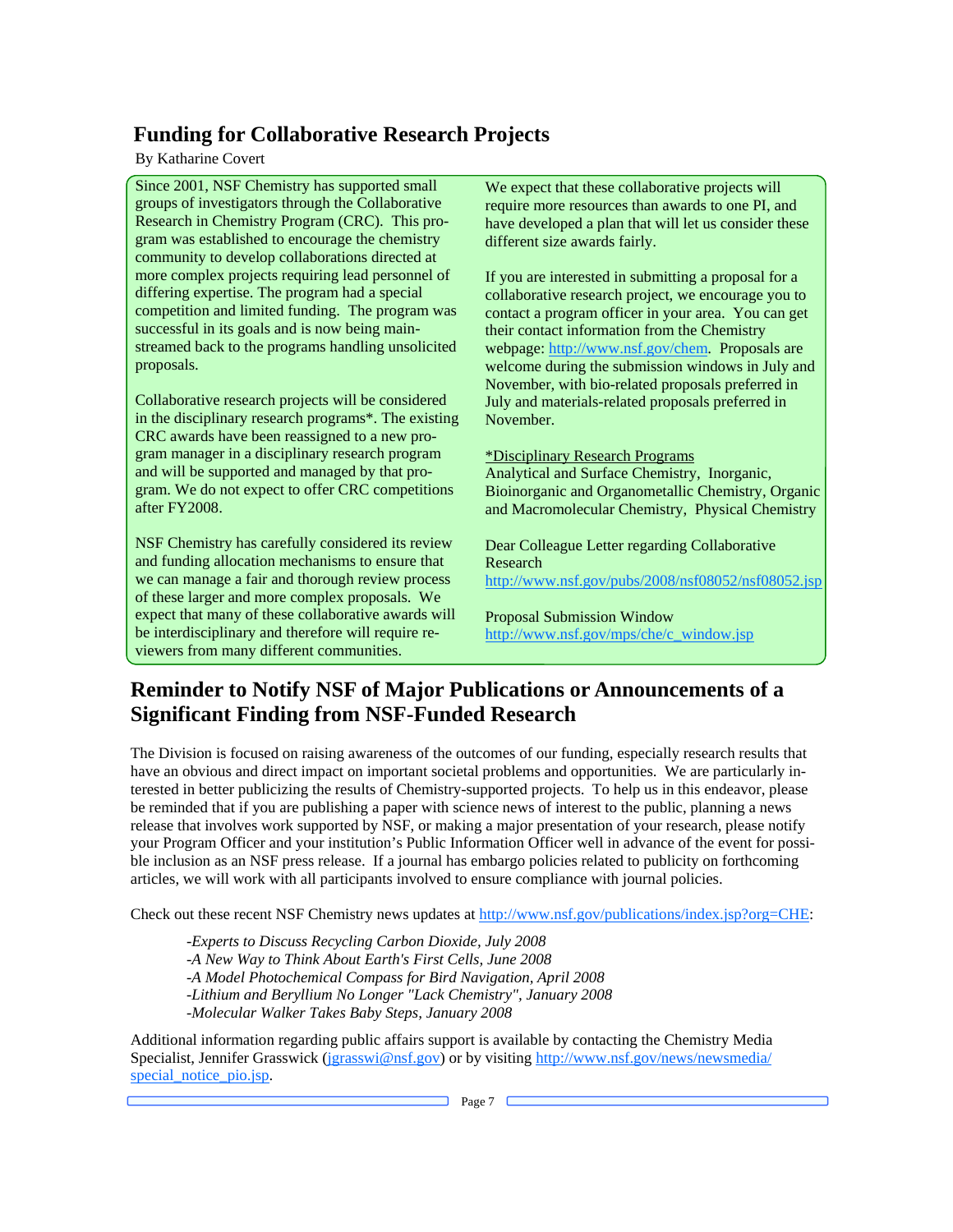## Funding for Collaborative Research Projects

By Katharine Covert

Since 2001, NSF Chemistry has supported small groups of investigators through the Collaborative Research in Chemistry Program (CRC). This program was established to encourage the chemistry community to develop collaborations directed at more complex projects requiring lead personnel of differing expertise. The program had a special competition and limited funding. The program was successful in its goals and is now being mainstreamed back to the programs handling unsolicited proposals.

Collaborative research projects will be considered in the disciplinary research programs*. The existing CRC awards have been reassigned to a new program manager in a disciplinary research program and will be supported and managed by that program. We do not expect to offer CRC competitions after FY2008.

NSF Chemistry has carefully considered its review and funding allocation mechanisms to ensure that we can manage a fair and thorough review process of these larger and more complex proposals. We expect that many of these collaborative awards will be interdisciplinary and therefore will require reviewers from many different communities.

We expect that these collaborative projects will require more resources than awards to one PI, and have developed a plan that will let us consider these different size awards fairly.

If you are interested in submitting a proposal for a collaborative research project, we encourage you to contact a program officer in your area. You can get their contact information from the Chemistry webpage: http://www.nsf.gov/chem. Proposals are welcome during the submission windows in July and November, with bio-related proposals preferred in July and materials-related proposals preferred in November.

*Disciplinary Research Programs

Analytical and Surface Chemistry, Inorganic, Bioinorganic and Organometallic Chemistry, Organic and Macromolecular Chemistry, Physical Chemistry

Dear Colleague Letter regarding Collaborative Research
http://www.nsf.gov/pubs/2008/nsf08052/nsf08052.jsp

Proposal Submission Window
http://www.nsf.gov/mps/che/c_window.jsp

## Reminder to Notify NSF of Major Publications or Announcements of a Significant Finding from NSF-Funded Research

The Division is focused on raising awareness of the outcomes of our funding, especially research results that have an obvious and direct impact on important societal problems and opportunities. We are particularly interested in better publicizing the results of Chemistry-supported projects. To help us in this endeavor, please be reminded that if you are publishing a paper with science news of interest to the public, planning a news release that involves work supported by NSF, or making a major presentation of your research, please notify your Program Officer and your institution's Public Information Officer well in advance of the event for possible inclusion as an NSF press release. If a journal has embargo policies related to publicity on forthcoming articles, we will work with all participants involved to ensure compliance with journal policies.

Check out these recent NSF Chemistry news updates at http://www.nsf.gov/publications/index.jsp?org=CHE:

*-Experts to Discuss Recycling Carbon Dioxide, July 2008*
*-A New Way to Think About Earth's First Cells, June 2008*
*-A Model Photochemical Compass for Bird Navigation, April 2008*
*-Lithium and Beryllium No Longer "Lack Chemistry", January 2008*
*-Molecular Walker Takes Baby Steps, January 2008*

Additional information regarding public affairs support is available by contacting the Chemistry Media Specialist, Jennifer Grasswick (jgrasswi@nsf.gov) or by visiting http://www.nsf.gov/news/newsmedia/special_notice_pio.jsp.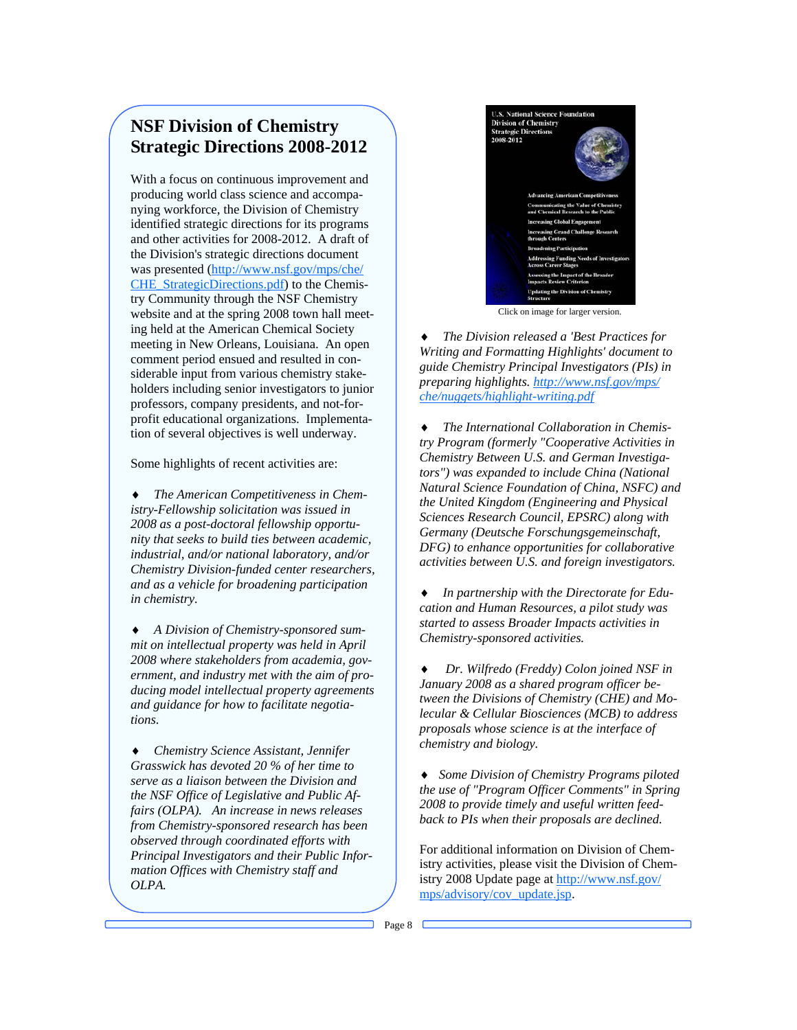## NSF Division of Chemistry Strategic Directions 2008-2012

With a focus on continuous improvement and producing world class science and accompanying workforce, the Division of Chemistry identified strategic directions for its programs and other activities for 2008-2012. A draft of the Division's strategic directions document was presented (http://www.nsf.gov/mps/che/CHE_StrategicDirections.pdf) to the Chemistry Community through the NSF Chemistry website and at the spring 2008 town hall meeting held at the American Chemical Society meeting in New Orleans, Louisiana. An open comment period ensued and resulted in considerable input from various chemistry stakeholders including senior investigators to junior professors, company presidents, and not-for-profit educational organizations. Implementation of several objectives is well underway.

Some highlights of recent activities are:

- *The American Competitiveness in Chemistry-Fellowship solicitation was issued in 2008 as a post-doctoral fellowship opportunity that seeks to build ties between academic, industrial, and/or national laboratory, and/or Chemistry Division-funded center researchers, and as a vehicle for broadening participation in chemistry.*

- *A Division of Chemistry-sponsored summit on intellectual property was held in April 2008 where stakeholders from academia, government, and industry met with the aim of producing model intellectual property agreements and guidance for how to facilitate negotiations.*

- *Chemistry Science Assistant, Jennifer Grasswick has devoted 20 % of her time to serve as a liaison between the Division and the NSF Office of Legislative and Public Affairs (OLPA). An increase in news releases from Chemistry-sponsored research has been observed through coordinated efforts with Principal Investigators and their Public Information Offices with Chemistry staff and OLPA.*

Click on image for larger version.

- *The Division released a 'Best Practices for Writing and Formatting Highlights' document to guide Chemistry Principal Investigators (PIs) in preparing highlights. http://www.nsf.gov/mps/che/nuggets/highlight-writing.pdf*

- *The International Collaboration in Chemistry Program (formerly "Cooperative Activities in Chemistry Between U.S. and German Investigators") was expanded to include China (National Natural Science Foundation of China, NSFC) and the United Kingdom (Engineering and Physical Sciences Research Council, EPSRC) along with Germany (Deutsche Forschungsgemeinschaft, DFG) to enhance opportunities for collaborative activities between U.S. and foreign investigators.*

- *In partnership with the Directorate for Education and Human Resources, a pilot study was started to assess Broader Impacts activities in Chemistry-sponsored activities.*

- *Dr. Wilfredo (Freddy) Colon joined NSF in January 2008 as a shared program officer between the Divisions of Chemistry (CHE) and Molecular & Cellular Biosciences (MCB) to address proposals whose science is at the interface of chemistry and biology.*

- *Some Division of Chemistry Programs piloted the use of "Program Officer Comments" in Spring 2008 to provide timely and useful written feedback to PIs when their proposals are declined.*

For additional information on Division of Chemistry activities, please visit the Division of Chemistry 2008 Update page at http://www.nsf.gov/mps/advisory/cov_update.jsp.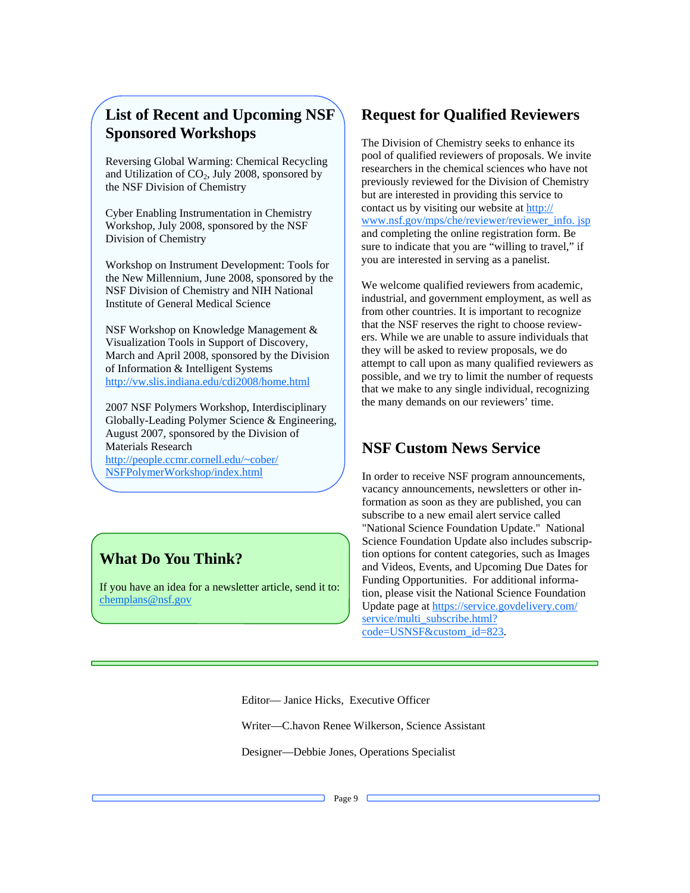## List of Recent and Upcoming NSF Sponsored Workshops

Reversing Global Warming: Chemical Recycling and Utilization of $CO_2$, July 2008, sponsored by the NSF Division of Chemistry

Cyber Enabling Instrumentation in Chemistry Workshop, July 2008, sponsored by the NSF Division of Chemistry

Workshop on Instrument Development: Tools for the New Millennium, June 2008, sponsored by the NSF Division of Chemistry and NIH National Institute of General Medical Science

NSF Workshop on Knowledge Management & Visualization Tools in Support of Discovery, March and April 2008, sponsored by the Division of Information & Intelligent Systems
http://vw.slis.indiana.edu/cdi2008/home.html

2007 NSF Polymers Workshop, Interdisciplinary Globally-Leading Polymer Science & Engineering, August 2007, sponsored by the Division of Materials Research
http://people.ccmr.cornell.edu/~cober/NSFPolymerWorkshop/index.html

## What Do You Think?

If you have an idea for a newsletter article, send it to: chemplans@nsf.gov

## Request for Qualified Reviewers

The Division of Chemistry seeks to enhance its pool of qualified reviewers of proposals. We invite researchers in the chemical sciences who have not previously reviewed for the Division of Chemistry but are interested in providing this service to contact us by visiting our website at http://www.nsf.gov/mps/che/reviewer/reviewer_info.jsp and completing the online registration form. Be sure to indicate that you are "willing to travel," if you are interested in serving as a panelist.

We welcome qualified reviewers from academic, industrial, and government employment, as well as from other countries. It is important to recognize that the NSF reserves the right to choose reviewers. While we are unable to assure individuals that they will be asked to review proposals, we do attempt to call upon as many qualified reviewers as possible, and we try to limit the number of requests that we make to any single individual, recognizing the many demands on our reviewers' time.

## NSF Custom News Service

In order to receive NSF program announcements, vacancy announcements, newsletters or other information as soon as they are published, you can subscribe to a new email alert service called "National Science Foundation Update." National Science Foundation Update also includes subscription options for content categories, such as Images and Videos, Events, and Upcoming Due Dates for Funding Opportunities. For additional information, please visit the National Science Foundation Update page at https://service.govdelivery.com/service/multi_subscribe.html?code=USNSF&custom_id=823.

---

Editor— Janice Hicks, Executive Officer

Writer—C.havon Renee Wilkerson, Science Assistant

Designer—Debbie Jones, Operations Specialist